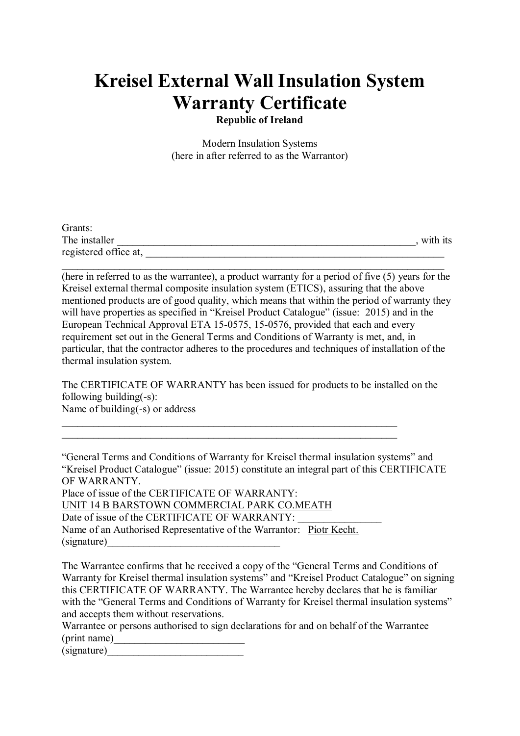# Kreisel External Wall Insulation System Warranty Certificate

**Republic of Ireland**

Modern Insulation Systems
(here in after referred to as the Warrantor)

Grants:
The installer ___________________________________________________________, with its registered office at, ____________________________________________________________
____________________________________________________________________
(here in referred to as the warrantee), a product warranty for a period of five (5) years for the Kreisel external thermal composite insulation system (ETICS), assuring that the above mentioned products are of good quality, which means that within the period of warranty they will have properties as specified in "Kreisel Product Catalogue" (issue: 2015) and in the European Technical Approval ETA 15-0575, 15-0576, provided that each and every requirement set out in the General Terms and Conditions of Warranty is met, and, in particular, that the contractor adheres to the procedures and techniques of installation of the thermal insulation system.

The CERTIFICATE OF WARRANTY has been issued for products to be installed on the following building(-s):
Name of building(-s) or address
_________________________________________________________________
_________________________________________________________________

"General Terms and Conditions of Warranty for Kreisel thermal insulation systems" and "Kreisel Product Catalogue" (issue: 2015) constitute an integral part of this CERTIFICATE OF WARRANTY.
Place of issue of the CERTIFICATE OF WARRANTY:
UNIT 14 B BARSTOWN COMMERCIAL PARK CO.MEATH
Date of issue of the CERTIFICATE OF WARRANTY: ________________
Name of an Authorised Representative of the Warrantor: Piotr Kecht.
(signature)_________________________________

The Warrantee confirms that he received a copy of the "General Terms and Conditions of Warranty for Kreisel thermal insulation systems" and "Kreisel Product Catalogue" on signing this CERTIFICATE OF WARRANTY. The Warrantee hereby declares that he is familiar with the "General Terms and Conditions of Warranty for Kreisel thermal insulation systems" and accepts them without reservations.
Warrantee or persons authorised to sign declarations for and on behalf of the Warrantee
(print name)_________________________
(signature)__________________________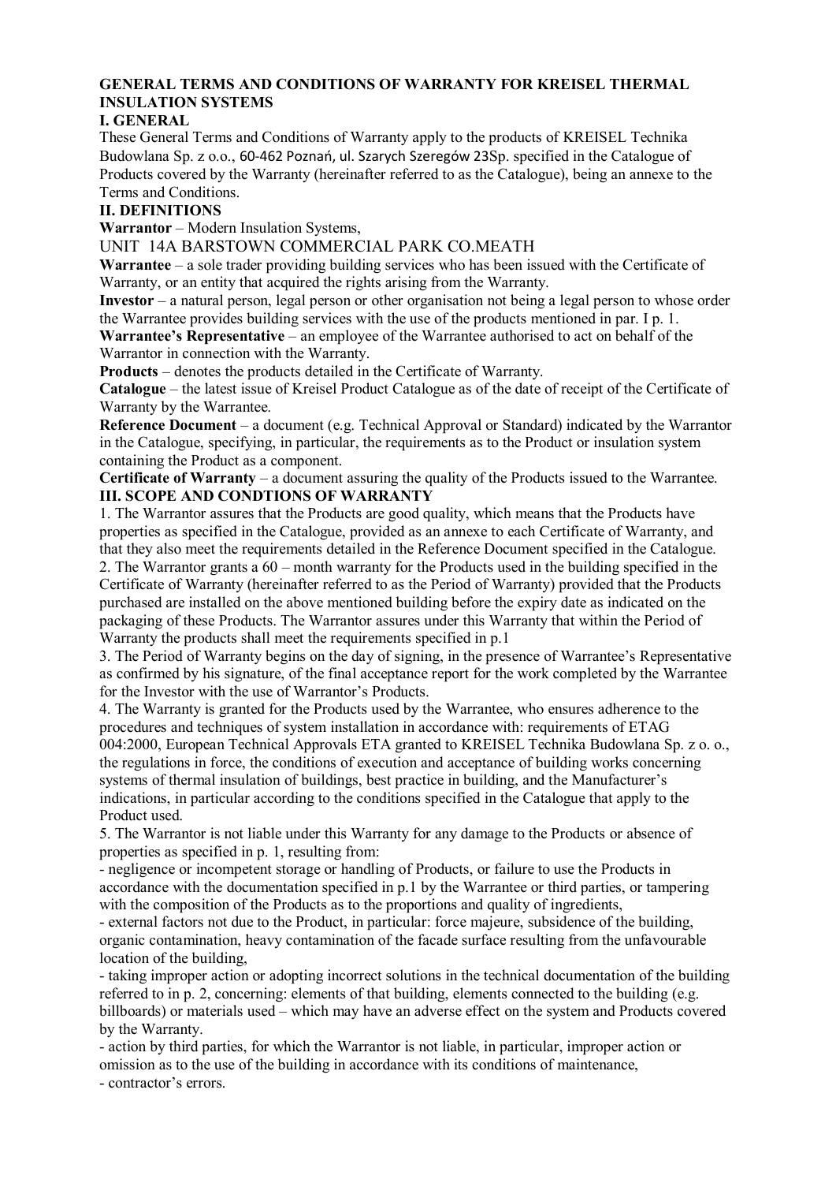# GENERAL TERMS AND CONDITIONS OF WARRANTY FOR KREISEL THERMAL INSULATION SYSTEMS

## I. GENERAL

These General Terms and Conditions of Warranty apply to the products of KREISEL Technika Budowlana Sp. z o.o., 60-462 Poznań, ul. Szarych Szeregów 23Sp. specified in the Catalogue of Products covered by the Warranty (hereinafter referred to as the Catalogue), being an annexe to the Terms and Conditions.

## II. DEFINITIONS

**Warrantor** – Modern Insulation Systems,
UNIT 14A BARSTOWN COMMERCIAL PARK CO.MEATH

**Warrantee** – a sole trader providing building services who has been issued with the Certificate of Warranty, or an entity that acquired the rights arising from the Warranty.

**Investor** – a natural person, legal person or other organisation not being a legal person to whose order the Warrantee provides building services with the use of the products mentioned in par. I p. 1.

**Warrantee's Representative** – an employee of the Warrantee authorised to act on behalf of the Warrantor in connection with the Warranty.

**Products** – denotes the products detailed in the Certificate of Warranty.

**Catalogue** – the latest issue of Kreisel Product Catalogue as of the date of receipt of the Certificate of Warranty by the Warrantee.

**Reference Document** – a document (e.g. Technical Approval or Standard) indicated by the Warrantor in the Catalogue, specifying, in particular, the requirements as to the Product or insulation system containing the Product as a component.

**Certificate of Warranty** – a document assuring the quality of the Products issued to the Warrantee.

## III. SCOPE AND CONDTIONS OF WARRANTY

1. The Warrantor assures that the Products are good quality, which means that the Products have properties as specified in the Catalogue, provided as an annexe to each Certificate of Warranty, and that they also meet the requirements detailed in the Reference Document specified in the Catalogue.
2. The Warrantor grants a 60 – month warranty for the Products used in the building specified in the Certificate of Warranty (hereinafter referred to as the Period of Warranty) provided that the Products purchased are installed on the above mentioned building before the expiry date as indicated on the packaging of these Products. The Warrantor assures under this Warranty that within the Period of Warranty the products shall meet the requirements specified in p.1
3. The Period of Warranty begins on the day of signing, in the presence of Warrantee's Representative as confirmed by his signature, of the final acceptance report for the work completed by the Warrantee for the Investor with the use of Warrantor's Products.
4. The Warranty is granted for the Products used by the Warrantee, who ensures adherence to the procedures and techniques of system installation in accordance with: requirements of ETAG 004:2000, European Technical Approvals ETA granted to KREISEL Technika Budowlana Sp. z o. o., the regulations in force, the conditions of execution and acceptance of building works concerning systems of thermal insulation of buildings, best practice in building, and the Manufacturer's indications, in particular according to the conditions specified in the Catalogue that apply to the Product used.
5. The Warrantor is not liable under this Warranty for any damage to the Products or absence of properties as specified in p. 1, resulting from:
   - negligence or incompetent storage or handling of Products, or failure to use the Products in accordance with the documentation specified in p.1 by the Warrantee or third parties, or tampering with the composition of the Products as to the proportions and quality of ingredients,
   - external factors not due to the Product, in particular: force majeure, subsidence of the building, organic contamination, heavy contamination of the facade surface resulting from the unfavourable location of the building,
   - taking improper action or adopting incorrect solutions in the technical documentation of the building referred to in p. 2, concerning: elements of that building, elements connected to the building (e.g. billboards) or materials used – which may have an adverse effect on the system and Products covered by the Warranty.
   - action by third parties, for which the Warrantor is not liable, in particular, improper action or omission as to the use of the building in accordance with its conditions of maintenance,
   - contractor's errors.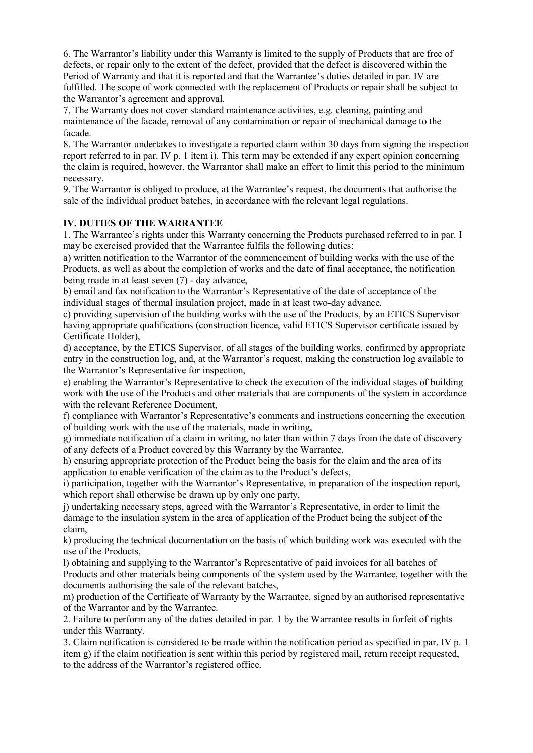6. The Warrantor's liability under this Warranty is limited to the supply of Products that are free of defects, or repair only to the extent of the defect, provided that the defect is discovered within the Period of Warranty and that it is reported and that the Warrantee's duties detailed in par. IV are fulfilled. The scope of work connected with the replacement of Products or repair shall be subject to the Warrantor's agreement and approval.

7. The Warranty does not cover standard maintenance activities, e.g. cleaning, painting and maintenance of the facade, removal of any contamination or repair of mechanical damage to the facade.

8. The Warrantor undertakes to investigate a reported claim within 30 days from signing the inspection report referred to in par. IV p. 1 item i). This term may be extended if any expert opinion concerning the claim is required, however, the Warrantor shall make an effort to limit this period to the minimum necessary.

9. The Warrantor is obliged to produce, at the Warrantee's request, the documents that authorise the sale of the individual product batches, in accordance with the relevant legal regulations.

## IV. DUTIES OF THE WARRANTEE

1. The Warrantee's rights under this Warranty concerning the Products purchased referred to in par. I may be exercised provided that the Warrantee fulfils the following duties:

a) written notification to the Warrantor of the commencement of building works with the use of the Products, as well as about the completion of works and the date of final acceptance, the notification being made in at least seven (7) - day advance,

b) email and fax notification to the Warrantor's Representative of the date of acceptance of the individual stages of thermal insulation project, made in at least two-day advance.

c) providing supervision of the building works with the use of the Products, by an ETICS Supervisor having appropriate qualifications (construction licence, valid ETICS Supervisor certificate issued by Certificate Holder),

d) acceptance, by the ETICS Supervisor, of all stages of the building works, confirmed by appropriate entry in the construction log, and, at the Warrantor's request, making the construction log available to the Warrantor's Representative for inspection,

e) enabling the Warrantor's Representative to check the execution of the individual stages of building work with the use of the Products and other materials that are components of the system in accordance with the relevant Reference Document,

f) compliance with Warrantor's Representative's comments and instructions concerning the execution of building work with the use of the materials, made in writing,

g) immediate notification of a claim in writing, no later than within 7 days from the date of discovery of any defects of a Product covered by this Warranty by the Warrantee,

h) ensuring appropriate protection of the Product being the basis for the claim and the area of its application to enable verification of the claim as to the Product's defects,

i) participation, together with the Warrantor's Representative, in preparation of the inspection report, which report shall otherwise be drawn up by only one party,

j) undertaking necessary steps, agreed with the Warrantor's Representative, in order to limit the damage to the insulation system in the area of application of the Product being the subject of the claim,

k) producing the technical documentation on the basis of which building work was executed with the use of the Products,

l) obtaining and supplying to the Warrantor's Representative of paid invoices for all batches of Products and other materials being components of the system used by the Warrantee, together with the documents authorising the sale of the relevant batches,

m) production of the Certificate of Warranty by the Warrantee, signed by an authorised representative of the Warrantor and by the Warrantee.

2. Failure to perform any of the duties detailed in par. 1 by the Warrantee results in forfeit of rights under this Warranty.

3. Claim notification is considered to be made within the notification period as specified in par. IV p. 1 item g) if the claim notification is sent within this period by registered mail, return receipt requested, to the address of the Warrantor's registered office.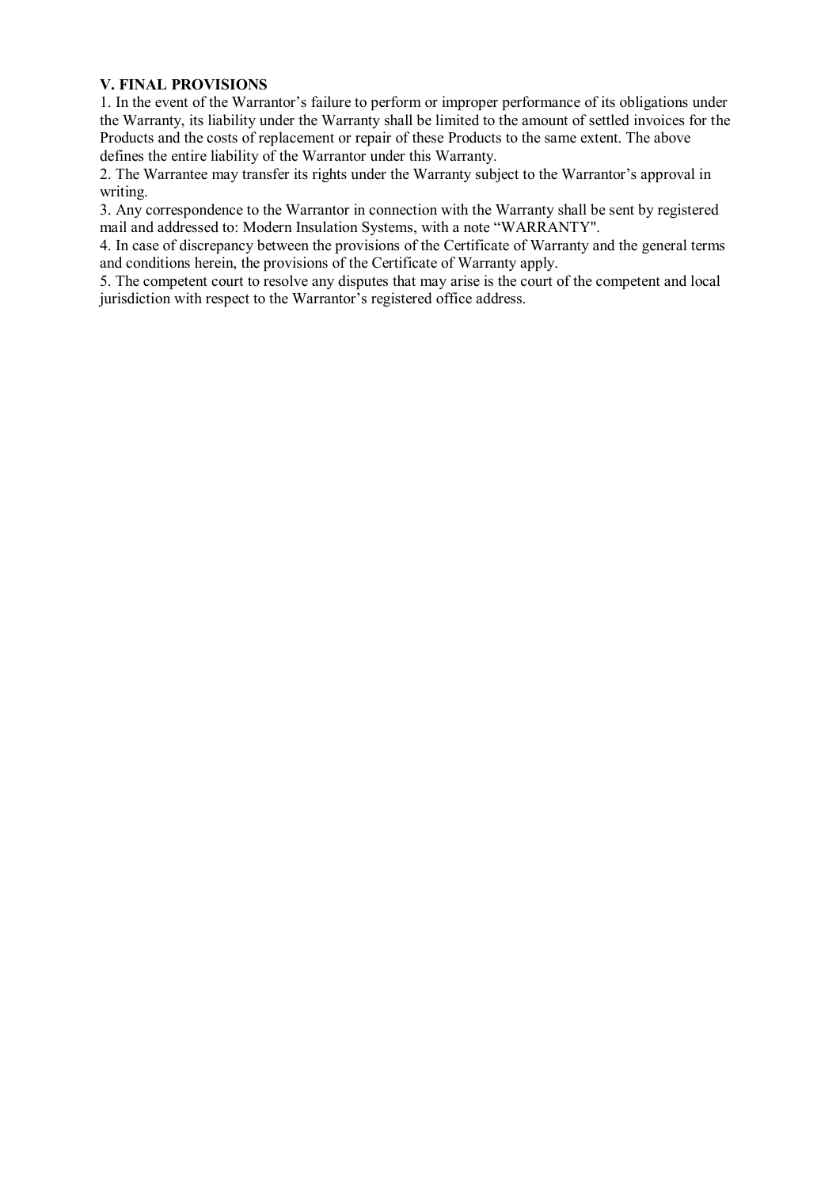**V. FINAL PROVISIONS**

1. In the event of the Warrantor's failure to perform or improper performance of its obligations under the Warranty, its liability under the Warranty shall be limited to the amount of settled invoices for the Products and the costs of replacement or repair of these Products to the same extent. The above defines the entire liability of the Warrantor under this Warranty.
2. The Warrantee may transfer its rights under the Warranty subject to the Warrantor's approval in writing.
3. Any correspondence to the Warrantor in connection with the Warranty shall be sent by registered mail and addressed to: Modern Insulation Systems, with a note "WARRANTY".
4. In case of discrepancy between the provisions of the Certificate of Warranty and the general terms and conditions herein, the provisions of the Certificate of Warranty apply.
5. The competent court to resolve any disputes that may arise is the court of the competent and local jurisdiction with respect to the Warrantor's registered office address.